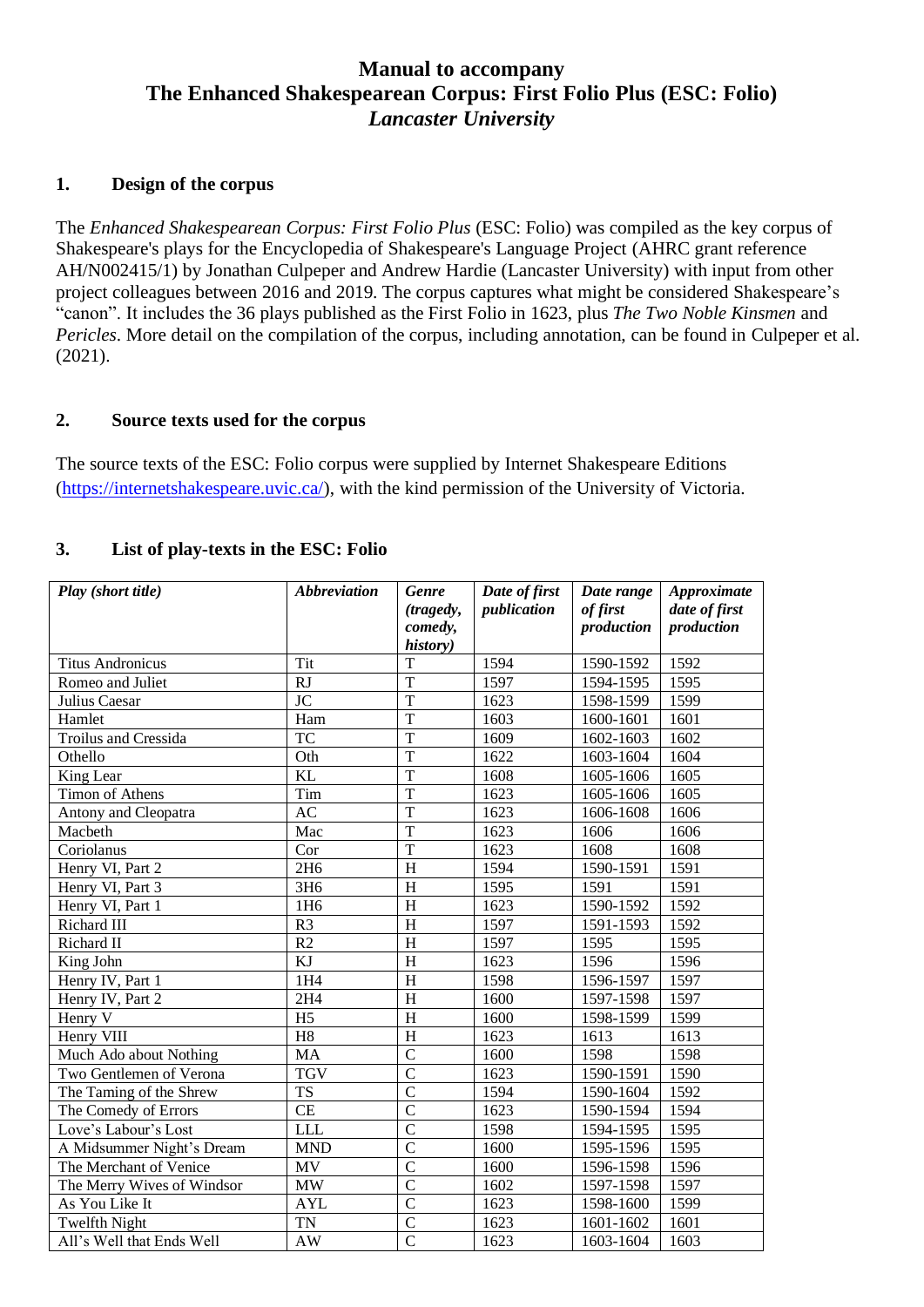# Manual to accompany
# The Enhanced Shakespearean Corpus: First Folio Plus (ESC: Folio)
# *Lancaster University*

## 1. Design of the corpus

The *Enhanced Shakespearean Corpus: First Folio Plus* (ESC: Folio) was compiled as the key corpus of Shakespeare's plays for the Encyclopedia of Shakespeare's Language Project (AHRC grant reference AH/N002415/1) by Jonathan Culpeper and Andrew Hardie (Lancaster University) with input from other project colleagues between 2016 and 2019. The corpus captures what might be considered Shakespeare's "canon". It includes the 36 plays published as the First Folio in 1623, plus *The Two Noble Kinsmen* and *Pericles*. More detail on the compilation of the corpus, including annotation, can be found in Culpeper et al. (2021).

## 2. Source texts used for the corpus

The source texts of the ESC: Folio corpus were supplied by Internet Shakespeare Editions (https://internetshakespeare.uvic.ca/), with the kind permission of the University of Victoria.

## 3. List of play-texts in the ESC: Folio

| *Play (short title)* | *Abbreviation* | *Genre (tragedy, comedy, history)* | *Date of first publication* | *Date range of first production* | *Approximate date of first production* |
|---|---|---|---|---|---|
| Titus Andronicus | Tit | T | 1594 | 1590-1592 | 1592 |
| Romeo and Juliet | RJ | T | 1597 | 1594-1595 | 1595 |
| Julius Caesar | JC | T | 1623 | 1598-1599 | 1599 |
| Hamlet | Ham | T | 1603 | 1600-1601 | 1601 |
| Troilus and Cressida | TC | T | 1609 | 1602-1603 | 1602 |
| Othello | Oth | T | 1622 | 1603-1604 | 1604 |
| King Lear | KL | T | 1608 | 1605-1606 | 1605 |
| Timon of Athens | Tim | T | 1623 | 1605-1606 | 1605 |
| Antony and Cleopatra | AC | T | 1623 | 1606-1608 | 1606 |
| Macbeth | Mac | T | 1623 | 1606 | 1606 |
| Coriolanus | Cor | T | 1623 | 1608 | 1608 |
| Henry VI, Part 2 | 2H6 | H | 1594 | 1590-1591 | 1591 |
| Henry VI, Part 3 | 3H6 | H | 1595 | 1591 | 1591 |
| Henry VI, Part 1 | 1H6 | H | 1623 | 1590-1592 | 1592 |
| Richard III | R3 | H | 1597 | 1591-1593 | 1592 |
| Richard II | R2 | H | 1597 | 1595 | 1595 |
| King John | KJ | H | 1623 | 1596 | 1596 |
| Henry IV, Part 1 | 1H4 | H | 1598 | 1596-1597 | 1597 |
| Henry IV, Part 2 | 2H4 | H | 1600 | 1597-1598 | 1597 |
| Henry V | H5 | H | 1600 | 1598-1599 | 1599 |
| Henry VIII | H8 | H | 1623 | 1613 | 1613 |
| Much Ado about Nothing | MA | C | 1600 | 1598 | 1598 |
| Two Gentlemen of Verona | TGV | C | 1623 | 1590-1591 | 1590 |
| The Taming of the Shrew | TS | C | 1594 | 1590-1604 | 1592 |
| The Comedy of Errors | CE | C | 1623 | 1590-1594 | 1594 |
| Love's Labour's Lost | LLL | C | 1598 | 1594-1595 | 1595 |
| A Midsummer Night's Dream | MND | C | 1600 | 1595-1596 | 1595 |
| The Merchant of Venice | MV | C | 1600 | 1596-1598 | 1596 |
| The Merry Wives of Windsor | MW | C | 1602 | 1597-1598 | 1597 |
| As You Like It | AYL | C | 1623 | 1598-1600 | 1599 |
| Twelfth Night | TN | C | 1623 | 1601-1602 | 1601 |
| All's Well that Ends Well | AW | C | 1623 | 1603-1604 | 1603 |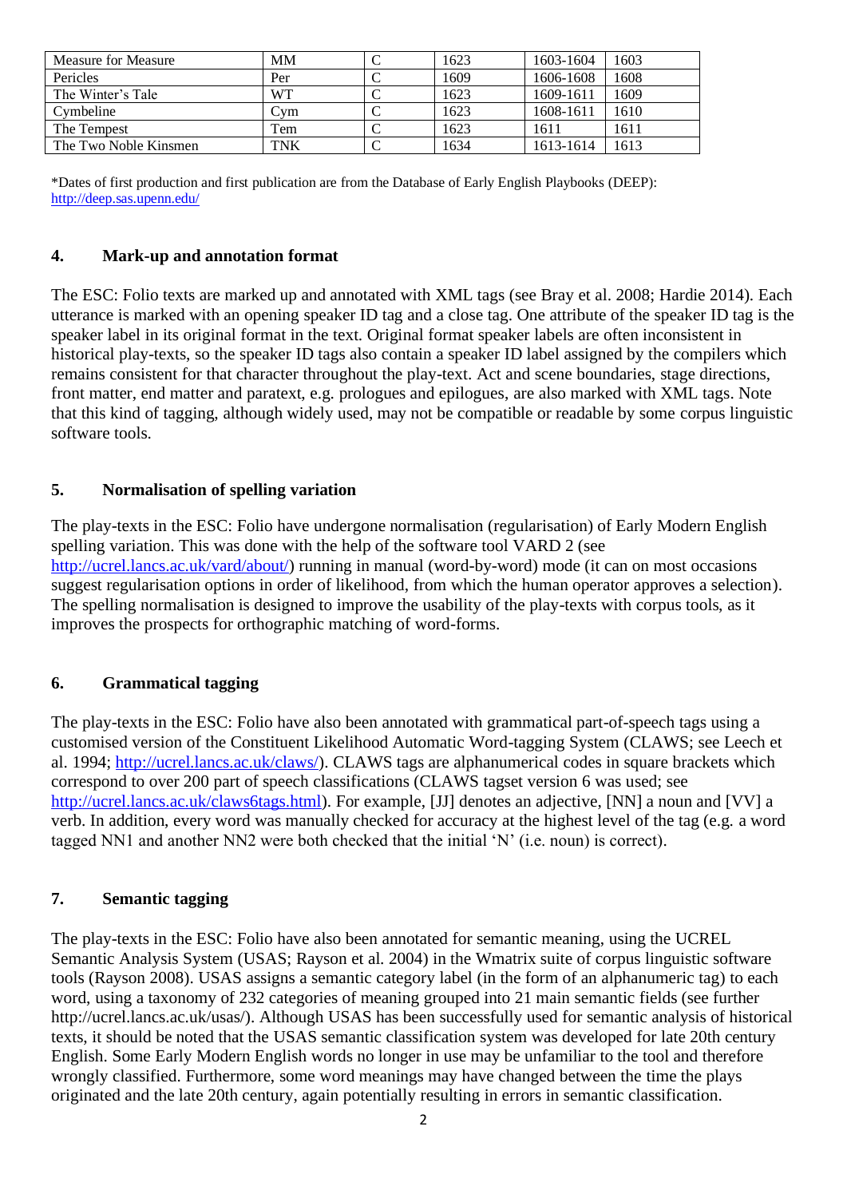| Measure for Measure | MM | C | 1623 | 1603-1604 | 1603 |
|---|---|---|---|---|---|
| Pericles | Per | C | 1609 | 1606-1608 | 1608 |
| The Winter's Tale | WT | C | 1623 | 1609-1611 | 1609 |
| Cymbeline | Cym | C | 1623 | 1608-1611 | 1610 |
| The Tempest | Tem | C | 1623 | 1611 | 1611 |
| The Two Noble Kinsmen | TNK | C | 1634 | 1613-1614 | 1613 |

*Dates of first production and first publication are from the Database of Early English Playbooks (DEEP): http://deep.sas.upenn.edu/

## 4. Mark-up and annotation format

The ESC: Folio texts are marked up and annotated with XML tags (see Bray et al. 2008; Hardie 2014). Each utterance is marked with an opening speaker ID tag and a close tag. One attribute of the speaker ID tag is the speaker label in its original format in the text. Original format speaker labels are often inconsistent in historical play-texts, so the speaker ID tags also contain a speaker ID label assigned by the compilers which remains consistent for that character throughout the play-text. Act and scene boundaries, stage directions, front matter, end matter and paratext, e.g. prologues and epilogues, are also marked with XML tags. Note that this kind of tagging, although widely used, may not be compatible or readable by some corpus linguistic software tools.

## 5. Normalisation of spelling variation

The play-texts in the ESC: Folio have undergone normalisation (regularisation) of Early Modern English spelling variation. This was done with the help of the software tool VARD 2 (see http://ucrel.lancs.ac.uk/vard/about/) running in manual (word-by-word) mode (it can on most occasions suggest regularisation options in order of likelihood, from which the human operator approves a selection). The spelling normalisation is designed to improve the usability of the play-texts with corpus tools, as it improves the prospects for orthographic matching of word-forms.

## 6. Grammatical tagging

The play-texts in the ESC: Folio have also been annotated with grammatical part-of-speech tags using a customised version of the Constituent Likelihood Automatic Word-tagging System (CLAWS; see Leech et al. 1994; http://ucrel.lancs.ac.uk/claws/). CLAWS tags are alphanumerical codes in square brackets which correspond to over 200 part of speech classifications (CLAWS tagset version 6 was used; see http://ucrel.lancs.ac.uk/claws6tags.html). For example, [JJ] denotes an adjective, [NN] a noun and [VV] a verb. In addition, every word was manually checked for accuracy at the highest level of the tag (e.g. a word tagged NN1 and another NN2 were both checked that the initial 'N' (i.e. noun) is correct).

## 7. Semantic tagging

The play-texts in the ESC: Folio have also been annotated for semantic meaning, using the UCREL Semantic Analysis System (USAS; Rayson et al. 2004) in the Wmatrix suite of corpus linguistic software tools (Rayson 2008). USAS assigns a semantic category label (in the form of an alphanumeric tag) to each word, using a taxonomy of 232 categories of meaning grouped into 21 main semantic fields (see further http://ucrel.lancs.ac.uk/usas/). Although USAS has been successfully used for semantic analysis of historical texts, it should be noted that the USAS semantic classification system was developed for late 20th century English. Some Early Modern English words no longer in use may be unfamiliar to the tool and therefore wrongly classified. Furthermore, some word meanings may have changed between the time the plays originated and the late 20th century, again potentially resulting in errors in semantic classification.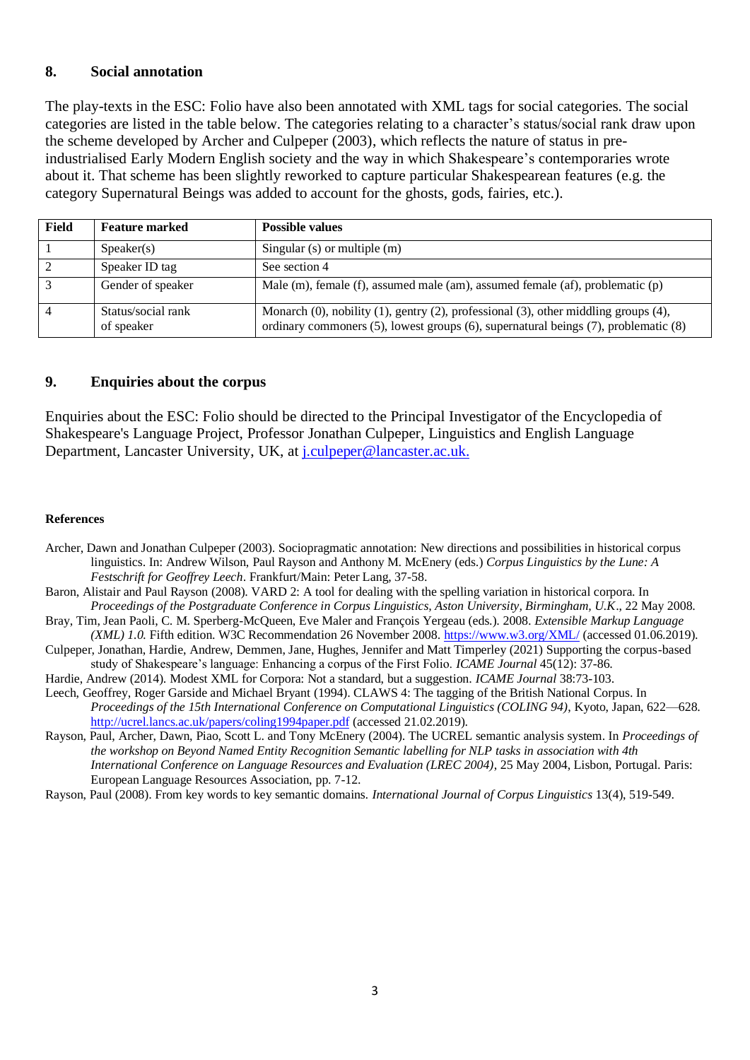## 8. Social annotation

The play-texts in the ESC: Folio have also been annotated with XML tags for social categories. The social categories are listed in the table below. The categories relating to a character's status/social rank draw upon the scheme developed by Archer and Culpeper (2003), which reflects the nature of status in pre-industrialised Early Modern English society and the way in which Shakespeare's contemporaries wrote about it. That scheme has been slightly reworked to capture particular Shakespearean features (e.g. the category Supernatural Beings was added to account for the ghosts, gods, fairies, etc.).

| Field | Feature marked | Possible values |
|---|---|---|
| 1 | Speaker(s) | Singular (s) or multiple (m) |
| 2 | Speaker ID tag | See section 4 |
| 3 | Gender of speaker | Male (m), female (f), assumed male (am), assumed female (af), problematic (p) |
| 4 | Status/social rank of speaker | Monarch (0), nobility (1), gentry (2), professional (3), other middling groups (4), ordinary commoners (5), lowest groups (6), supernatural beings (7), problematic (8) |

## 9. Enquiries about the corpus

Enquiries about the ESC: Folio should be directed to the Principal Investigator of the Encyclopedia of Shakespeare's Language Project, Professor Jonathan Culpeper, Linguistics and English Language Department, Lancaster University, UK, at j.culpeper@lancaster.ac.uk.

**References**

Archer, Dawn and Jonathan Culpeper (2003). Sociopragmatic annotation: New directions and possibilities in historical corpus linguistics. In: Andrew Wilson, Paul Rayson and Anthony M. McEnery (eds.) *Corpus Linguistics by the Lune: A Festschrift for Geoffrey Leech*. Frankfurt/Main: Peter Lang, 37-58.

Baron, Alistair and Paul Rayson (2008). VARD 2: A tool for dealing with the spelling variation in historical corpora. In *Proceedings of the Postgraduate Conference in Corpus Linguistics, Aston University, Birmingham, U.K*., 22 May 2008.

Bray, Tim, Jean Paoli, C. M. Sperberg-McQueen, Eve Maler and François Yergeau (eds.). 2008. *Extensible Markup Language (XML) 1.0.* Fifth edition. W3C Recommendation 26 November 2008. https://www.w3.org/XML/ (accessed 01.06.2019).

Culpeper, Jonathan, Hardie, Andrew, Demmen, Jane, Hughes, Jennifer and Matt Timperley (2021) Supporting the corpus-based study of Shakespeare's language: Enhancing a corpus of the First Folio. *ICAME Journal* 45(12): 37-86.

Hardie, Andrew (2014). Modest XML for Corpora: Not a standard, but a suggestion. *ICAME Journal* 38:73-103.

Leech, Geoffrey, Roger Garside and Michael Bryant (1994). CLAWS 4: The tagging of the British National Corpus. In *Proceedings of the 15th International Conference on Computational Linguistics (COLING 94)*, Kyoto, Japan, 622—628. http://ucrel.lancs.ac.uk/papers/coling1994paper.pdf (accessed 21.02.2019).

Rayson, Paul, Archer, Dawn, Piao, Scott L. and Tony McEnery (2004). The UCREL semantic analysis system. In *Proceedings of the workshop on Beyond Named Entity Recognition Semantic labelling for NLP tasks in association with 4th International Conference on Language Resources and Evaluation (LREC 2004)*, 25 May 2004, Lisbon, Portugal. Paris: European Language Resources Association, pp. 7-12.

Rayson, Paul (2008). From key words to key semantic domains. *International Journal of Corpus Linguistics* 13(4), 519-549.